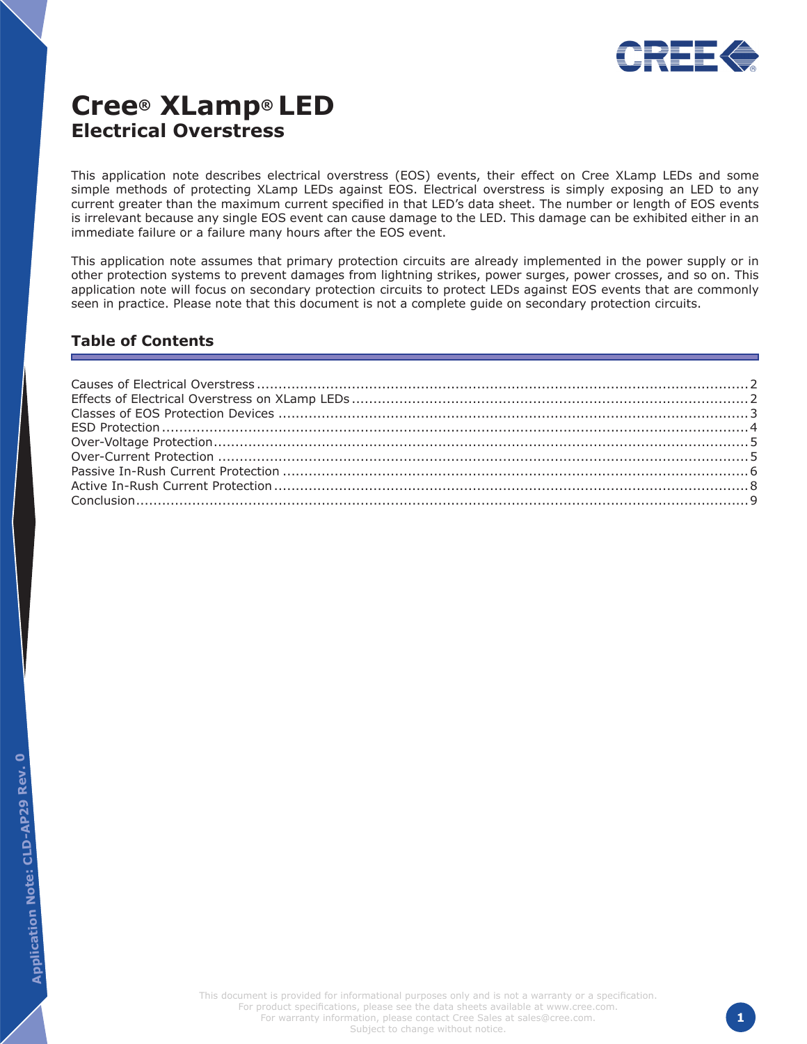# Cree® XLamp® LED
## Electrical Overstress

This application note describes electrical overstress (EOS) events, their effect on Cree XLamp LEDs and some simple methods of protecting XLamp LEDs against EOS. Electrical overstress is simply exposing an LED to any current greater than the maximum current specified in that LED's data sheet. The number or length of EOS events is irrelevant because any single EOS event can cause damage to the LED. This damage can be exhibited either in an immediate failure or a failure many hours after the EOS event.

This application note assumes that primary protection circuits are already implemented in the power supply or in other protection systems to prevent damages from lightning strikes, power surges, power crosses, and so on. This application note will focus on secondary protection circuits to protect LEDs against EOS events that are commonly seen in practice. Please note that this document is not a complete guide on secondary protection circuits.

### Table of Contents

Causes of Electrical Overstress .......... 2
Effects of Electrical Overstress on XLamp LEDs .......... 2
Classes of EOS Protection Devices .......... 3
ESD Protection .......... 4
Over-Voltage Protection .......... 5
Over-Current Protection .......... 5
Passive In-Rush Current Protection .......... 6
Active In-Rush Current Protection .......... 8
Conclusion .......... 9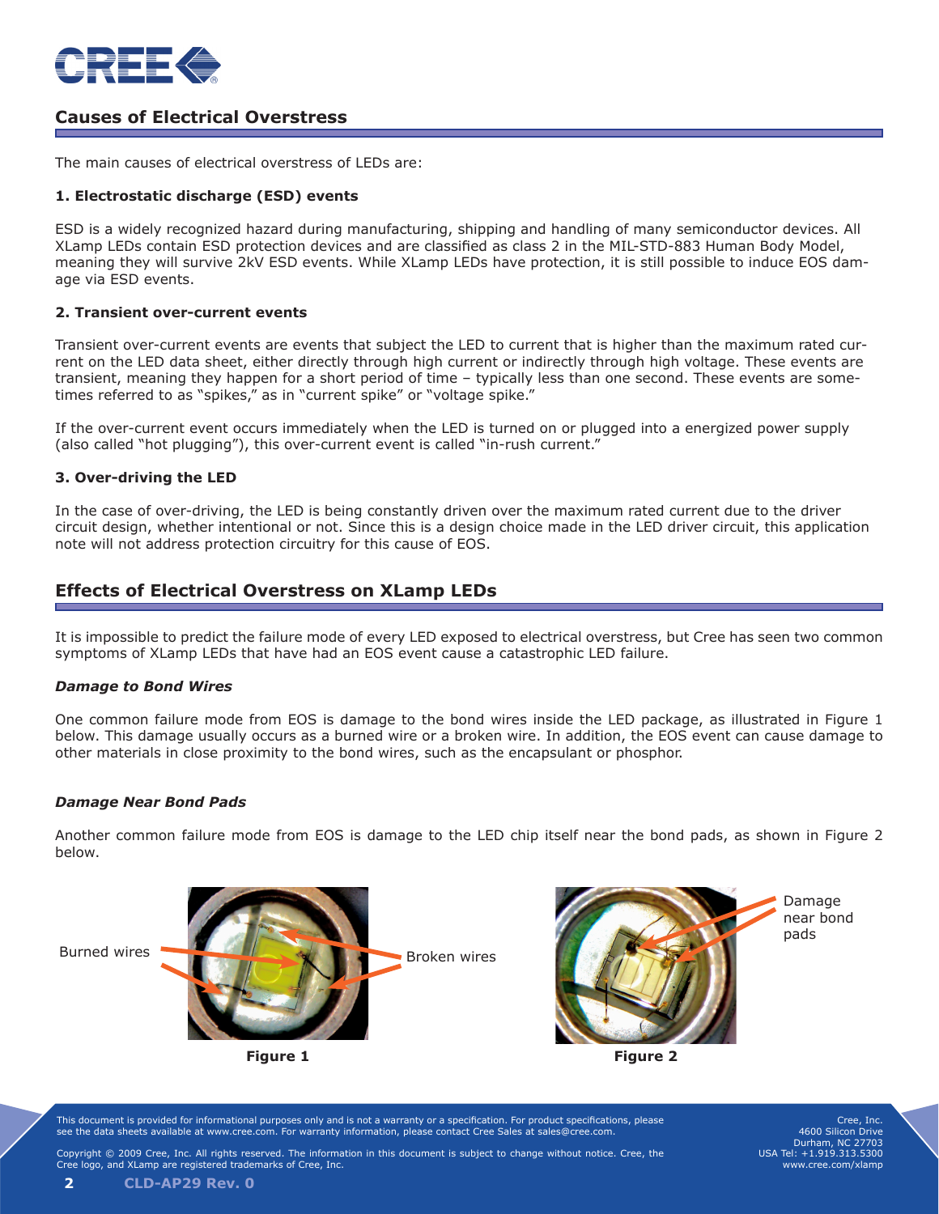## Causes of Electrical Overstress

The main causes of electrical overstress of LEDs are:

**1. Electrostatic discharge (ESD) events**

ESD is a widely recognized hazard during manufacturing, shipping and handling of many semiconductor devices. All XLamp LEDs contain ESD protection devices and are classified as class 2 in the MIL-STD-883 Human Body Model, meaning they will survive 2kV ESD events. While XLamp LEDs have protection, it is still possible to induce EOS damage via ESD events.

**2. Transient over-current events**

Transient over-current events are events that subject the LED to current that is higher than the maximum rated current on the LED data sheet, either directly through high current or indirectly through high voltage. These events are transient, meaning they happen for a short period of time – typically less than one second. These events are sometimes referred to as "spikes," as in "current spike" or "voltage spike."

If the over-current event occurs immediately when the LED is turned on or plugged into a energized power supply (also called "hot plugging"), this over-current event is called "in-rush current."

**3. Over-driving the LED**

In the case of over-driving, the LED is being constantly driven over the maximum rated current due to the driver circuit design, whether intentional or not. Since this is a design choice made in the LED driver circuit, this application note will not address protection circuitry for this cause of EOS.

## Effects of Electrical Overstress on XLamp LEDs

It is impossible to predict the failure mode of every LED exposed to electrical overstress, but Cree has seen two common symptoms of XLamp LEDs that have had an EOS event cause a catastrophic LED failure.

***Damage to Bond Wires***

One common failure mode from EOS is damage to the bond wires inside the LED package, as illustrated in Figure 1 below. This damage usually occurs as a burned wire or a broken wire. In addition, the EOS event can cause damage to other materials in close proximity to the bond wires, such as the encapsulant or phosphor.

***Damage Near Bond Pads***

Another common failure mode from EOS is damage to the LED chip itself near the bond pads, as shown in Figure 2 below.

Burned wires — Broken wires

**Figure 1**

Damage near bond pads

**Figure 2**

This document is provided for informational purposes only and is not a warranty or a specification. For product specifications, please see the data sheets available at www.cree.com. For warranty information, please contact Cree Sales at sales@cree.com.

Copyright © 2009 Cree, Inc. All rights reserved. The information in this document is subject to change without notice. Cree, the Cree logo, and XLamp are registered trademarks of Cree, Inc.

Cree, Inc.
4600 Silicon Drive
Durham, NC 27703
USA Tel: +1.919.313.5300
www.cree.com/xlamp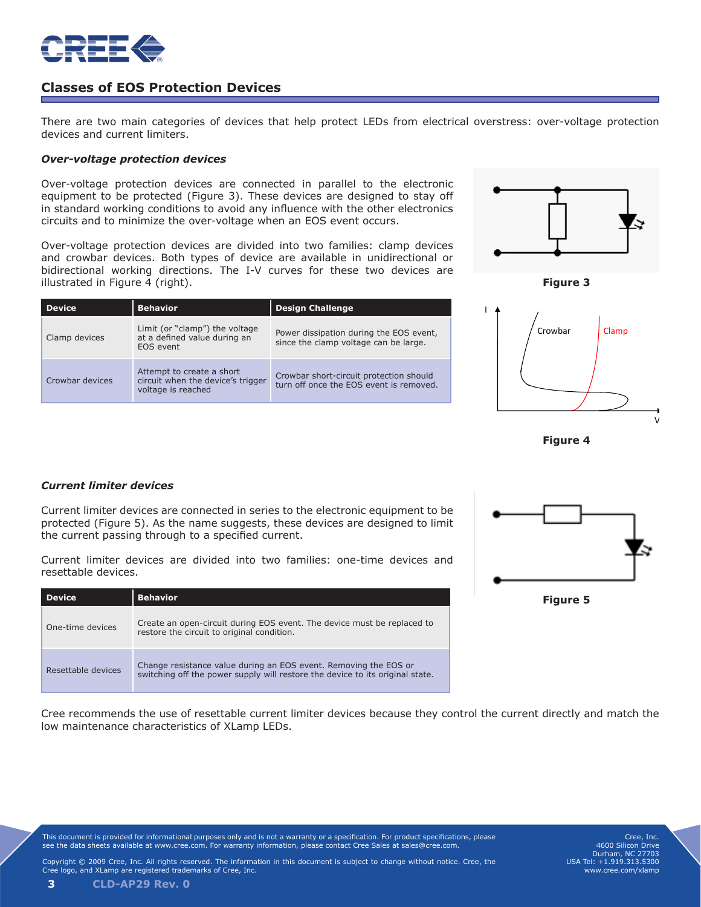## Classes of EOS Protection Devices

There are two main categories of devices that help protect LEDs from electrical overstress: over-voltage protection devices and current limiters.

### *Over-voltage protection devices*

Over-voltage protection devices are connected in parallel to the electronic equipment to be protected (Figure 3). These devices are designed to stay off in standard working conditions to avoid any influence with the other electronics circuits and to minimize the over-voltage when an EOS event occurs.

Over-voltage protection devices are divided into two families: clamp devices and crowbar devices. Both types of device are available in unidirectional or bidirectional working directions. The I-V curves for these two devices are illustrated in Figure 4 (right).

Figure 3

Figure 4

| Device | Behavior | Design Challenge |
|---|---|---|
| Clamp devices | Limit (or "clamp") the voltage at a defined value during an EOS event | Power dissipation during the EOS event, since the clamp voltage can be large. |
| Crowbar devices | Attempt to create a short circuit when the device's trigger voltage is reached | Crowbar short-circuit protection should turn off once the EOS event is removed. |

### *Current limiter devices*

Current limiter devices are connected in series to the electronic equipment to be protected (Figure 5). As the name suggests, these devices are designed to limit the current passing through to a specified current.

Current limiter devices are divided into two families: one-time devices and resettable devices.

Figure 5

| Device | Behavior |
|---|---|
| One-time devices | Create an open-circuit during EOS event. The device must be replaced to restore the circuit to original condition. |
| Resettable devices | Change resistance value during an EOS event. Removing the EOS or switching off the power supply will restore the device to its original state. |

Cree recommends the use of resettable current limiter devices because they control the current directly and match the low maintenance characteristics of XLamp LEDs.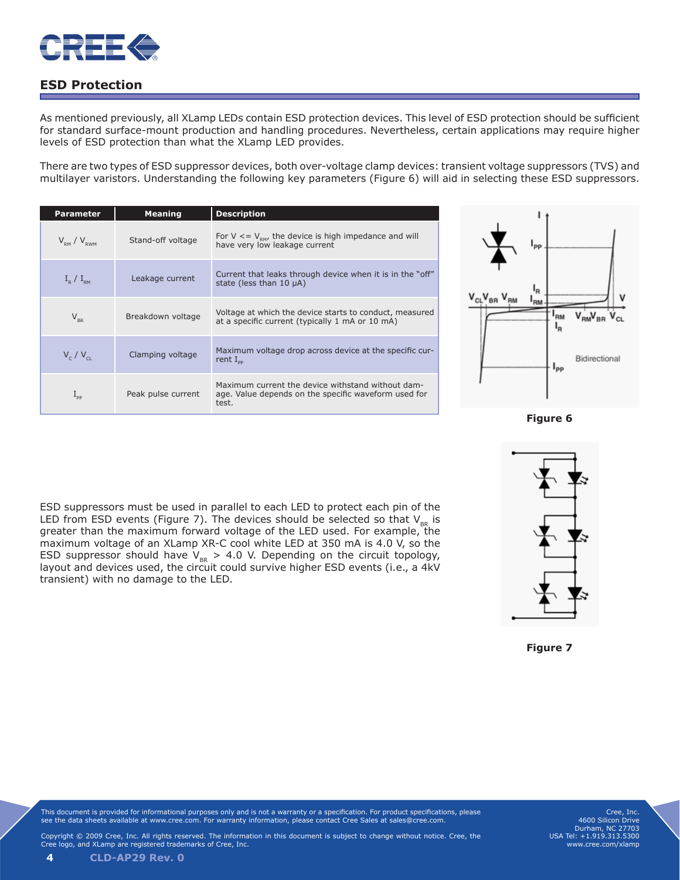## ESD Protection

As mentioned previously, all XLamp LEDs contain ESD protection devices. This level of ESD protection should be sufficient for standard surface-mount production and handling procedures. Nevertheless, certain applications may require higher levels of ESD protection than what the XLamp LED provides.

There are two types of ESD suppressor devices, both over-voltage clamp devices: transient voltage suppressors (TVS) and multilayer varistors. Understanding the following key parameters (Figure 6) will aid in selecting these ESD suppressors.

| Parameter | Meaning | Description |
|---|---|---|
| $V_{RM}$ / $V_{RWM}$ | Stand-off voltage | For V <= $V_{RM}$, the device is high impedance and will have very low leakage current |
| $I_R$ / $I_{RM}$ | Leakage current | Current that leaks through device when it is in the "off" state (less than 10 µA) |
| $V_{BR}$ | Breakdown voltage | Voltage at which the device starts to conduct, measured at a specific current (typically 1 mA or 10 mA) |
| $V_C$ / $V_{CL}$ | Clamping voltage | Maximum voltage drop across device at the specific current $I_{PP}$ |
| $I_{PP}$ | Peak pulse current | Maximum current the device withstand without damage. Value depends on the specific waveform used for test. |

Figure 6

ESD suppressors must be used in parallel to each LED to protect each pin of the LED from ESD events (Figure 7). The devices should be selected so that $V_{BR}$ is greater than the maximum forward voltage of the LED used. For example, the maximum voltage of an XLamp XR-C cool white LED at 350 mA is 4.0 V, so the ESD suppressor should have $V_{BR}$ > 4.0 V. Depending on the circuit topology, layout and devices used, the circuit could survive higher ESD events (i.e., a 4kV transient) with no damage to the LED.

Figure 7

This document is provided for informational purposes only and is not a warranty or a specification. For product specifications, please see the data sheets available at www.cree.com. For warranty information, please contact Cree Sales at sales@cree.com.

Copyright © 2009 Cree, Inc. All rights reserved. The information in this document is subject to change without notice. Cree, the Cree logo, and XLamp are registered trademarks of Cree, Inc.

Cree, Inc.
4600 Silicon Drive
Durham, NC 27703
USA Tel: +1.919.313.5300
www.cree.com/xlamp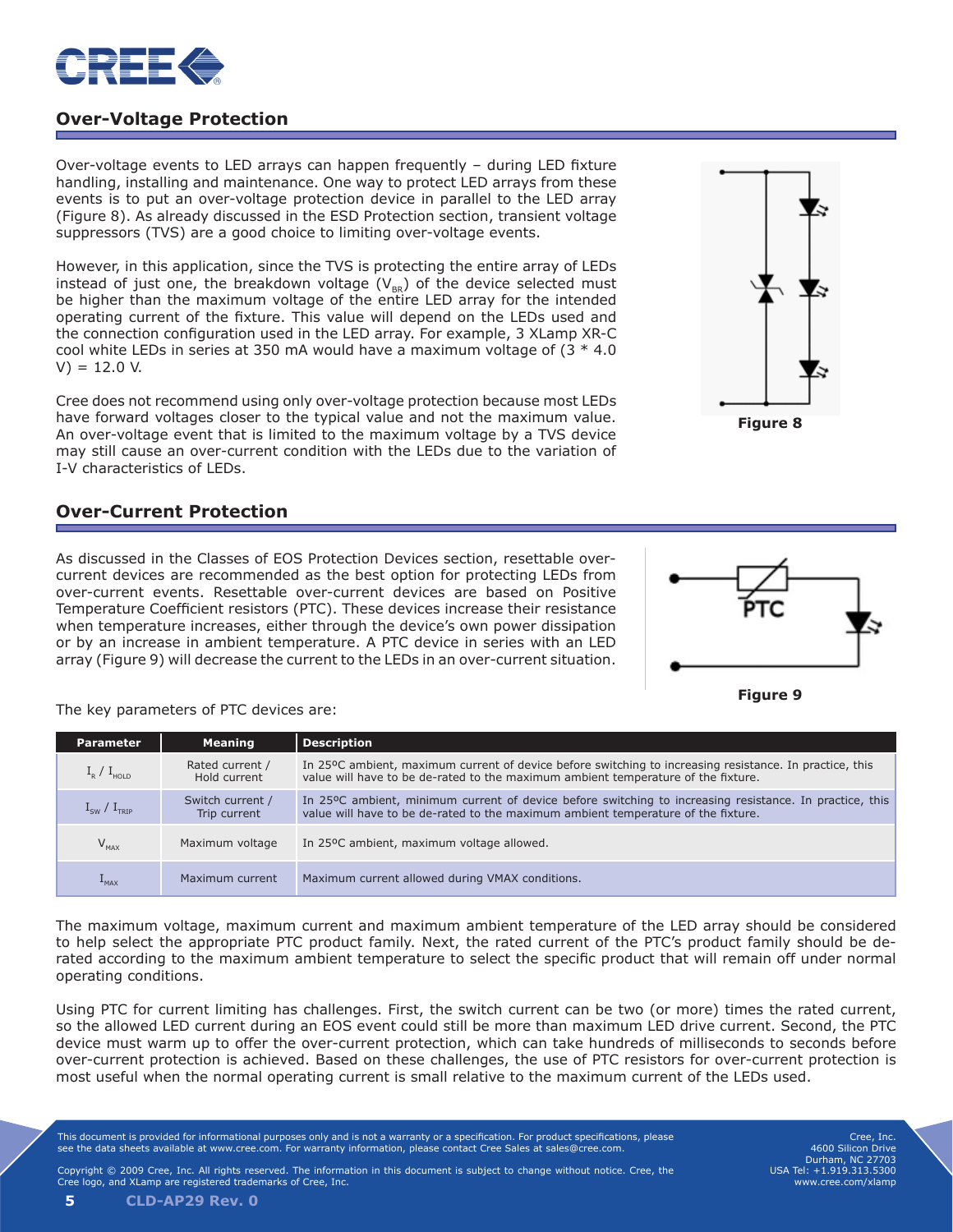## Over-Voltage Protection

Over-voltage events to LED arrays can happen frequently – during LED fixture handling, installing and maintenance. One way to protect LED arrays from these events is to put an over-voltage protection device in parallel to the LED array (Figure 8). As already discussed in the ESD Protection section, transient voltage suppressors (TVS) are a good choice to limiting over-voltage events.

However, in this application, since the TVS is protecting the entire array of LEDs instead of just one, the breakdown voltage ($V_{BR}$) of the device selected must be higher than the maximum voltage of the entire LED array for the intended operating current of the fixture. This value will depend on the LEDs used and the connection configuration used in the LED array. For example, 3 XLamp XR-C cool white LEDs in series at 350 mA would have a maximum voltage of (3 * 4.0 V) = 12.0 V.

Cree does not recommend using only over-voltage protection because most LEDs have forward voltages closer to the typical value and not the maximum value. An over-voltage event that is limited to the maximum voltage by a TVS device may still cause an over-current condition with the LEDs due to the variation of I-V characteristics of LEDs.

**Figure 8**

## Over-Current Protection

As discussed in the Classes of EOS Protection Devices section, resettable over-current devices are recommended as the best option for protecting LEDs from over-current events. Resettable over-current devices are based on Positive Temperature Coefficient resistors (PTC). These devices increase their resistance when temperature increases, either through the device's own power dissipation or by an increase in ambient temperature. A PTC device in series with an LED array (Figure 9) will decrease the current to the LEDs in an over-current situation.

**Figure 9**

The key parameters of PTC devices are:

| Parameter | Meaning | Description |
|---|---|---|
| $I_R$ / $I_{HOLD}$ | Rated current / Hold current | In 25ºC ambient, maximum current of device before switching to increasing resistance. In practice, this value will have to be de-rated to the maximum ambient temperature of the fixture. |
| $I_{SW}$ / $I_{TRIP}$ | Switch current / Trip current | In 25ºC ambient, minimum current of device before switching to increasing resistance. In practice, this value will have to be de-rated to the maximum ambient temperature of the fixture. |
| $V_{MAX}$ | Maximum voltage | In 25ºC ambient, maximum voltage allowed. |
| $I_{MAX}$ | Maximum current | Maximum current allowed during VMAX conditions. |

The maximum voltage, maximum current and maximum ambient temperature of the LED array should be considered to help select the appropriate PTC product family. Next, the rated current of the PTC's product family should be de-rated according to the maximum ambient temperature to select the specific product that will remain off under normal operating conditions.

Using PTC for current limiting has challenges. First, the switch current can be two (or more) times the rated current, so the allowed LED current during an EOS event could still be more than maximum LED drive current. Second, the PTC device must warm up to offer the over-current protection, which can take hundreds of milliseconds to seconds before over-current protection is achieved. Based on these challenges, the use of PTC resistors for over-current protection is most useful when the normal operating current is small relative to the maximum current of the LEDs used.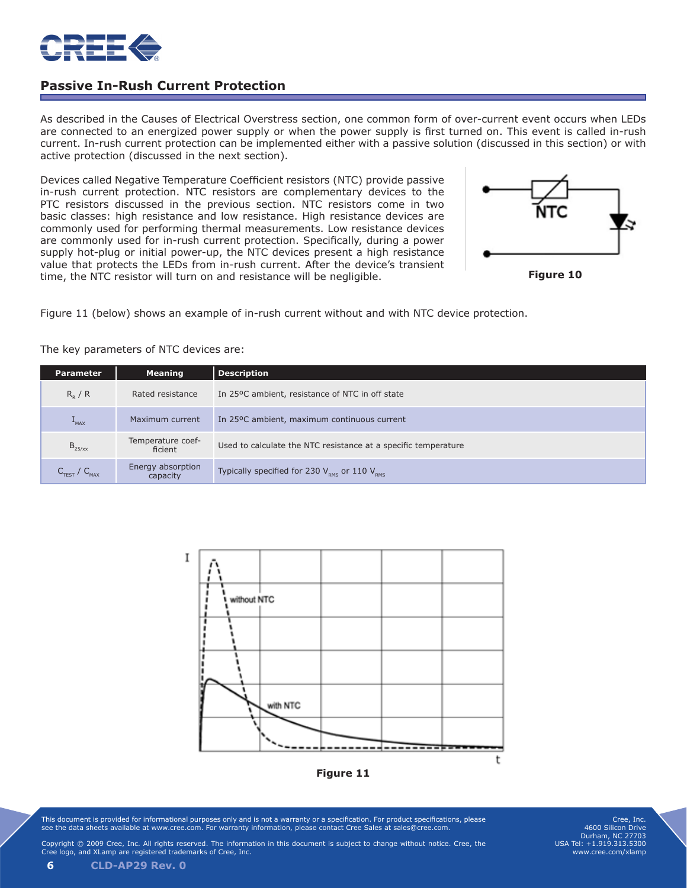## Passive In-Rush Current Protection

As described in the Causes of Electrical Overstress section, one common form of over-current event occurs when LEDs are connected to an energized power supply or when the power supply is first turned on. This event is called in-rush current. In-rush current protection can be implemented either with a passive solution (discussed in this section) or with active protection (discussed in the next section).

Devices called Negative Temperature Coefficient resistors (NTC) provide passive in-rush current protection. NTC resistors are complementary devices to the PTC resistors discussed in the previous section. NTC resistors come in two basic classes: high resistance and low resistance. High resistance devices are commonly used for performing thermal measurements. Low resistance devices are commonly used for in-rush current protection. Specifically, during a power supply hot-plug or initial power-up, the NTC devices present a high resistance value that protects the LEDs from in-rush current. After the device's transient time, the NTC resistor will turn on and resistance will be negligible.

**Figure 10**

Figure 11 (below) shows an example of in-rush current without and with NTC device protection.

The key parameters of NTC devices are:

| Parameter | Meaning | Description |
|---|---|---|
| $R_R$ / R | Rated resistance | In 25ºC ambient, resistance of NTC in off state |
| $I_{MAX}$ | Maximum current | In 25ºC ambient, maximum continuous current |
| $B_{25/xx}$ | Temperature coefficient | Used to calculate the NTC resistance at a specific temperature |
| $C_{TEST}$ / $C_{MAX}$ | Energy absorption capacity | Typically specified for 230 $V_{RMS}$ or 110 $V_{RMS}$ |

**Figure 11**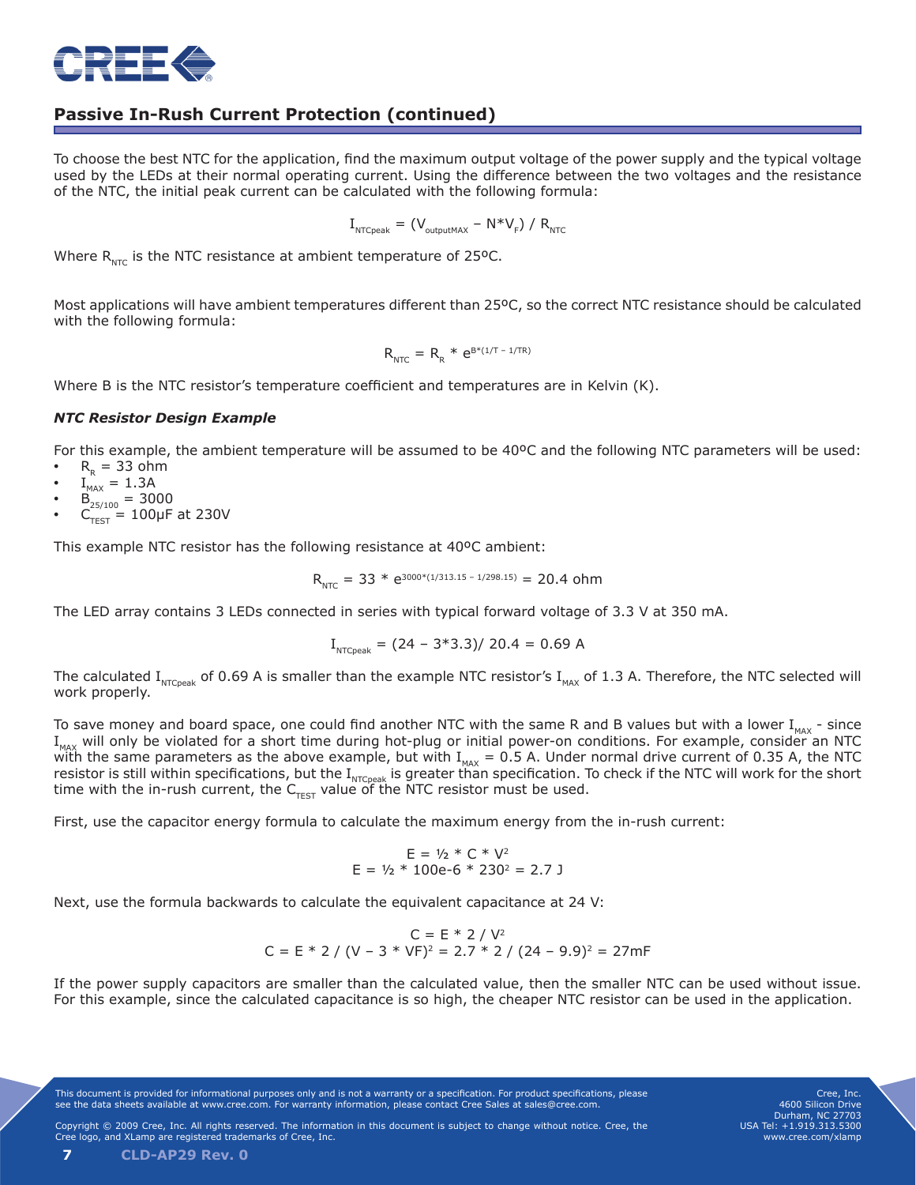## Passive In-Rush Current Protection (continued)

To choose the best NTC for the application, find the maximum output voltage of the power supply and the typical voltage used by the LEDs at their normal operating current. Using the difference between the two voltages and the resistance of the NTC, the initial peak current can be calculated with the following formula:

$$I_{NTCpeak} = (V_{outputMAX} - N*V_F) / R_{NTC}$$

Where $R_{NTC}$ is the NTC resistance at ambient temperature of 25ºC.

Most applications will have ambient temperatures different than 25ºC, so the correct NTC resistance should be calculated with the following formula:

$$R_{NTC} = R_R * e^{B*(1/T - 1/TR)}$$

Where B is the NTC resistor's temperature coefficient and temperatures are in Kelvin (K).

### *NTC Resistor Design Example*

For this example, the ambient temperature will be assumed to be 40ºC and the following NTC parameters will be used:

- $R_R$ = 33 ohm
- $I_{MAX}$ = 1.3A
- $B_{25/100}$ = 3000
- $C_{TEST}$ = 100µF at 230V

This example NTC resistor has the following resistance at 40ºC ambient:

$$R_{NTC} = 33 * e^{3000*(1/313.15 - 1/298.15)} = 20.4 \text{ ohm}$$

The LED array contains 3 LEDs connected in series with typical forward voltage of 3.3 V at 350 mA.

$$I_{NTCpeak} = (24 - 3*3.3)/ 20.4 = 0.69 \text{ A}$$

The calculated $I_{NTCpeak}$ of 0.69 A is smaller than the example NTC resistor's $I_{MAX}$ of 1.3 A. Therefore, the NTC selected will work properly.

To save money and board space, one could find another NTC with the same R and B values but with a lower $I_{MAX}$ - since $I_{MAX}$ will only be violated for a short time during hot-plug or initial power-on conditions. For example, consider an NTC with the same parameters as the above example, but with $I_{MAX}$ = 0.5 A. Under normal drive current of 0.35 A, the NTC resistor is still within specifications, but the $I_{NTCpeak}$ is greater than specification. To check if the NTC will work for the short time with the in-rush current, the $C_{TEST}$ value of the NTC resistor must be used.

First, use the capacitor energy formula to calculate the maximum energy from the in-rush current:

$$E = ½ * C * V^2$$
$$E = ½ * 100e\text{-}6 * 230^2 = 2.7 \text{ J}$$

Next, use the formula backwards to calculate the equivalent capacitance at 24 V:

$$C = E * 2 / V^2$$
$$C = E * 2 / (V - 3 * VF)^2 = 2.7 * 2 / (24 - 9.9)^2 = 27\text{mF}$$

If the power supply capacitors are smaller than the calculated value, then the smaller NTC can be used without issue. For this example, since the calculated capacitance is so high, the cheaper NTC resistor can be used in the application.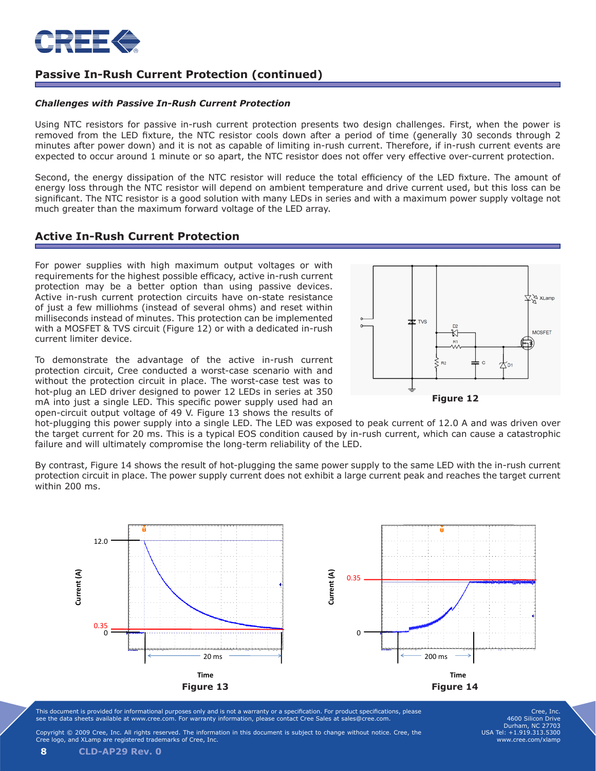## Passive In-Rush Current Protection (continued)

### *Challenges with Passive In-Rush Current Protection*

Using NTC resistors for passive in-rush current protection presents two design challenges. First, when the power is removed from the LED fixture, the NTC resistor cools down after a period of time (generally 30 seconds through 2 minutes after power down) and it is not as capable of limiting in-rush current. Therefore, if in-rush current events are expected to occur around 1 minute or so apart, the NTC resistor does not offer very effective over-current protection.

Second, the energy dissipation of the NTC resistor will reduce the total efficiency of the LED fixture. The amount of energy loss through the NTC resistor will depend on ambient temperature and drive current used, but this loss can be significant. The NTC resistor is a good solution with many LEDs in series and with a maximum power supply voltage not much greater than the maximum forward voltage of the LED array.

## Active In-Rush Current Protection

For power supplies with high maximum output voltages or with requirements for the highest possible efficacy, active in-rush current protection may be a better option than using passive devices. Active in-rush current protection circuits have on-state resistance of just a few milliohms (instead of several ohms) and reset within milliseconds instead of minutes. This protection can be implemented with a MOSFET & TVS circuit (Figure 12) or with a dedicated in-rush current limiter device.

**Figure 12**

To demonstrate the advantage of the active in-rush current protection circuit, Cree conducted a worst-case scenario with and without the protection circuit in place. The worst-case test was to hot-plug an LED driver designed to power 12 LEDs in series at 350 mA into just a single LED. This specific power supply used had an open-circuit output voltage of 49 V. Figure 13 shows the results of hot-plugging this power supply into a single LED. The LED was exposed to peak current of 12.0 A and was driven over the target current for 20 ms. This is a typical EOS condition caused by in-rush current, which can cause a catastrophic failure and will ultimately compromise the long-term reliability of the LED.

By contrast, Figure 14 shows the result of hot-plugging the same power supply to the same LED with the in-rush current protection circuit in place. The power supply current does not exhibit a large current peak and reaches the target current within 200 ms.

**Figure 13**

**Figure 14**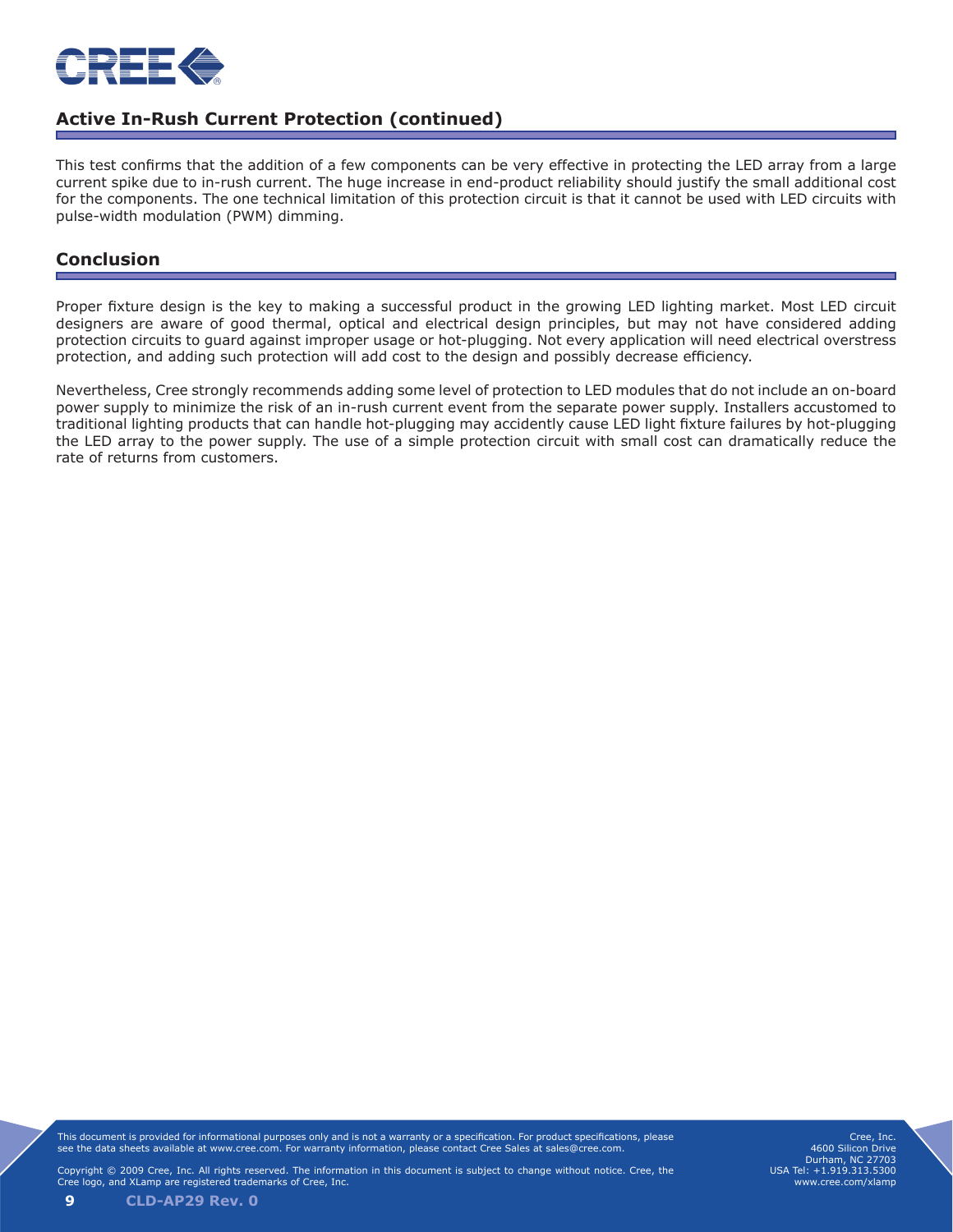## Active In-Rush Current Protection (continued)

This test confirms that the addition of a few components can be very effective in protecting the LED array from a large current spike due to in-rush current. The huge increase in end-product reliability should justify the small additional cost for the components. The one technical limitation of this protection circuit is that it cannot be used with LED circuits with pulse-width modulation (PWM) dimming.

## Conclusion

Proper fixture design is the key to making a successful product in the growing LED lighting market. Most LED circuit designers are aware of good thermal, optical and electrical design principles, but may not have considered adding protection circuits to guard against improper usage or hot-plugging. Not every application will need electrical overstress protection, and adding such protection will add cost to the design and possibly decrease efficiency.

Nevertheless, Cree strongly recommends adding some level of protection to LED modules that do not include an on-board power supply to minimize the risk of an in-rush current event from the separate power supply. Installers accustomed to traditional lighting products that can handle hot-plugging may accidently cause LED light fixture failures by hot-plugging the LED array to the power supply. The use of a simple protection circuit with small cost can dramatically reduce the rate of returns from customers.